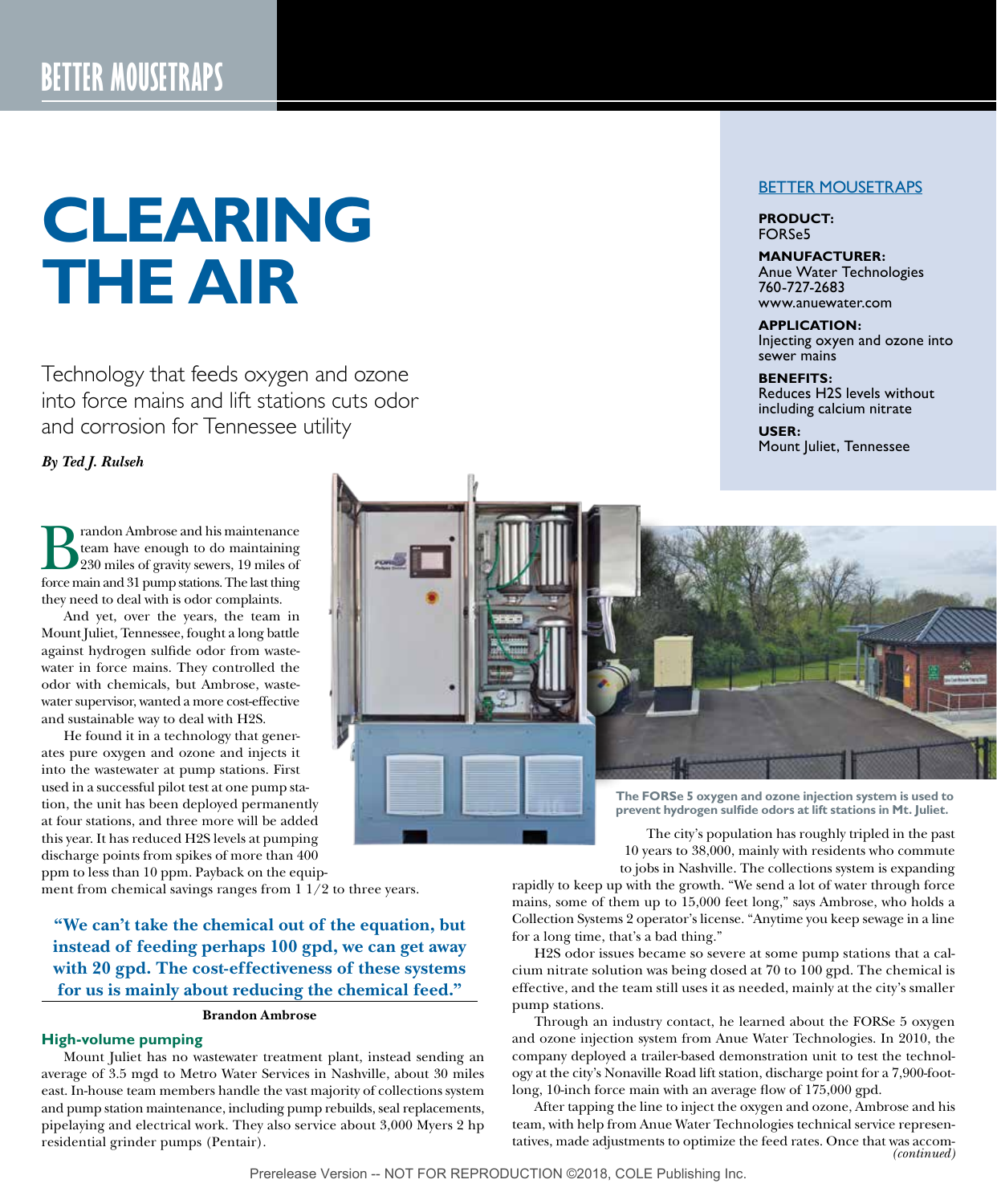# CLEARING THE AIR

Technology that feeds oxygen and ozone into force mains and lift stations cuts odor and corrosion for Tennessee utility

*By Ted J. Rulseh*

**BETTER MOUSETRAPS**

**PRODUCT:**
FORSe5

**MANUFACTURER:**
Anue Water Technologies
760-727-2683
www.anuewater.com

**APPLICATION:**
Injecting oxyen and ozone into sewer mains

**BENEFITS:**
Reduces H2S levels without including calcium nitrate

**USER:**
Mount Juliet, Tennessee

Brandon Ambrose and his maintenance team have enough to do maintaining 230 miles of gravity sewers, 19 miles of force main and 31 pump stations. The last thing they need to deal with is odor complaints.

And yet, over the years, the team in Mount Juliet, Tennessee, fought a long battle against hydrogen sulfide odor from wastewater in force mains. They controlled the odor with chemicals, but Ambrose, wastewater supervisor, wanted a more cost-effective and sustainable way to deal with H2S.

He found it in a technology that generates pure oxygen and ozone and injects it into the wastewater at pump stations. First used in a successful pilot test at one pump station, the unit has been deployed permanently at four stations, and three more will be added this year. It has reduced H2S levels at pumping discharge points from spikes of more than 400 ppm to less than 10 ppm. Payback on the equipment from chemical savings ranges from 1 1/2 to three years.

> **"We can't take the chemical out of the equation, but instead of feeding perhaps 100 gpd, we can get away with 20 gpd. The cost-effectiveness of these systems for us is mainly about reducing the chemical feed."**
>
> **Brandon Ambrose**

## High-volume pumping

Mount Juliet has no wastewater treatment plant, instead sending an average of 3.5 mgd to Metro Water Services in Nashville, about 30 miles east. In-house team members handle the vast majority of collections system and pump station maintenance, including pump rebuilds, seal replacements, pipelaying and electrical work. They also service about 3,000 Myers 2 hp residential grinder pumps (Pentair).

**The FORSe 5 oxygen and ozone injection system is used to prevent hydrogen sulfide odors at lift stations in Mt. Juliet.**

The city's population has roughly tripled in the past 10 years to 38,000, mainly with residents who commute to jobs in Nashville. The collections system is expanding rapidly to keep up with the growth. "We send a lot of water through force mains, some of them up to 15,000 feet long," says Ambrose, who holds a Collection Systems 2 operator's license. "Anytime you keep sewage in a line for a long time, that's a bad thing."

H2S odor issues became so severe at some pump stations that a calcium nitrate solution was being dosed at 70 to 100 gpd. The chemical is effective, and the team still uses it as needed, mainly at the city's smaller pump stations.

Through an industry contact, he learned about the FORSe 5 oxygen and ozone injection system from Anue Water Technologies. In 2010, the company deployed a trailer-based demonstration unit to test the technology at the city's Nonaville Road lift station, discharge point for a 7,900-foot-long, 10-inch force main with an average flow of 175,000 gpd.

After tapping the line to inject the oxygen and ozone, Ambrose and his team, with help from Anue Water Technologies technical service representatives, made adjustments to optimize the feed rates. Once that was accom- *(continued)*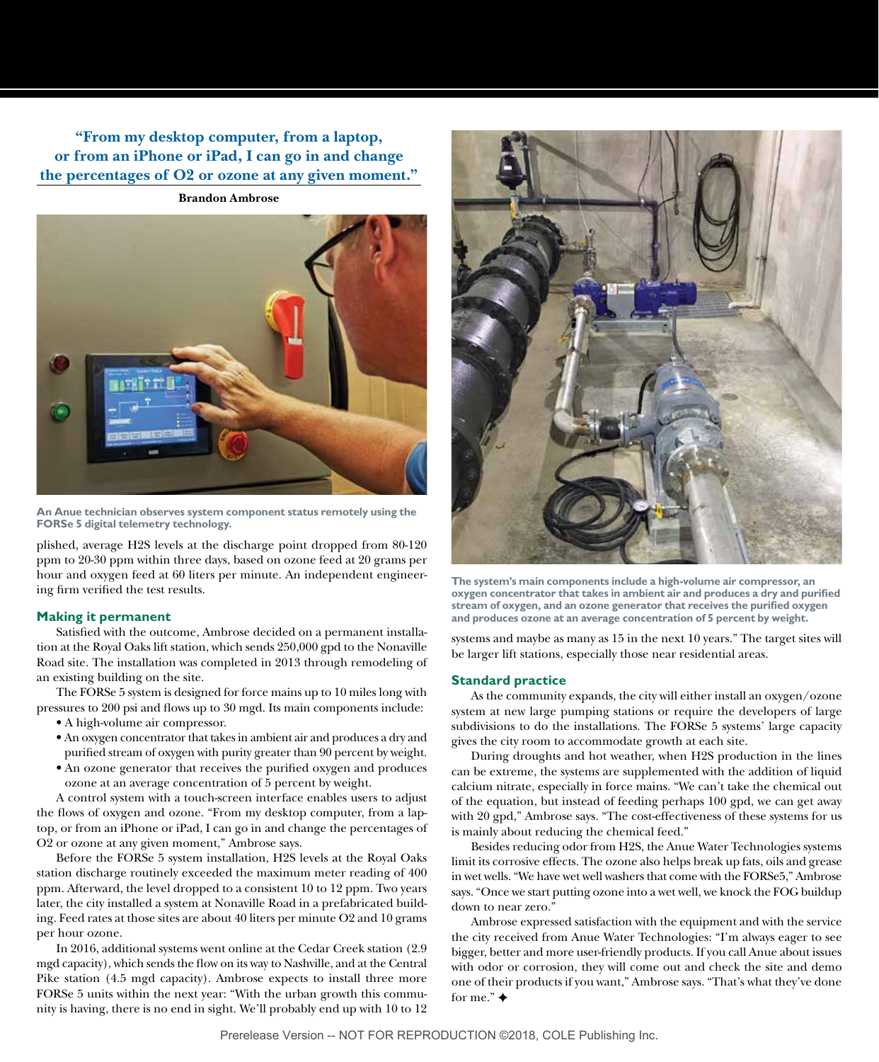> **"From my desktop computer, from a laptop, or from an iPhone or iPad, I can go in and change the percentages of O2 or ozone at any given moment."**
>
> **Brandon Ambrose**

An Anue technician observes system component status remotely using the FORSe 5 digital telemetry technology.

plished, average $H_2S$ levels at the discharge point dropped from 80-120 ppm to 20-30 ppm within three days, based on ozone feed at 20 grams per hour and oxygen feed at 60 liters per minute. An independent engineering firm verified the test results.

## Making it permanent

Satisfied with the outcome, Ambrose decided on a permanent installation at the Royal Oaks lift station, which sends 250,000 gpd to the Nonaville Road site. The installation was completed in 2013 through remodeling of an existing building on the site.

The FORSe 5 system is designed for force mains up to 10 miles long with pressures to 200 psi and flows up to 30 mgd. Its main components include:

- A high-volume air compressor.
- An oxygen concentrator that takes in ambient air and produces a dry and purified stream of oxygen with purity greater than 90 percent by weight.
- An ozone generator that receives the purified oxygen and produces ozone at an average concentration of 5 percent by weight.

A control system with a touch-screen interface enables users to adjust the flows of oxygen and ozone. "From my desktop computer, from a laptop, or from an iPhone or iPad, I can go in and change the percentages of $O_2$ or ozone at any given moment," Ambrose says.

Before the FORSe 5 system installation, $H_2S$ levels at the Royal Oaks station discharge routinely exceeded the maximum meter reading of 400 ppm. Afterward, the level dropped to a consistent 10 to 12 ppm. Two years later, the city installed a system at Nonaville Road in a prefabricated building. Feed rates at those sites are about 40 liters per minute $O_2$ and 10 grams per hour ozone.

In 2016, additional systems went online at the Cedar Creek station (2.9 mgd capacity), which sends the flow on its way to Nashville, and at the Central Pike station (4.5 mgd capacity). Ambrose expects to install three more FORSe 5 units within the next year: "With the urban growth this community is having, there is no end in sight. We'll probably end up with 10 to 12 systems and maybe as many as 15 in the next 10 years." The target sites will be larger lift stations, especially those near residential areas.

The system's main components include a high-volume air compressor, an oxygen concentrator that takes in ambient air and produces a dry and purified stream of oxygen, and an ozone generator that receives the purified oxygen and produces ozone at an average concentration of 5 percent by weight.

## Standard practice

As the community expands, the city will either install an oxygen/ozone system at new large pumping stations or require the developers of large subdivisions to do the installations. The FORSe 5 systems' large capacity gives the city room to accommodate growth at each site.

During droughts and hot weather, when $H_2S$ production in the lines can be extreme, the systems are supplemented with the addition of liquid calcium nitrate, especially in force mains. "We can't take the chemical out of the equation, but instead of feeding perhaps 100 gpd, we can get away with 20 gpd," Ambrose says. "The cost-effectiveness of these systems for us is mainly about reducing the chemical feed."

Besides reducing odor from $H_2S$, the Anue Water Technologies systems limit its corrosive effects. The ozone also helps break up fats, oils and grease in wet wells. "We have wet well washers that come with the FORSe5," Ambrose says. "Once we start putting ozone into a wet well, we knock the FOG buildup down to near zero."

Ambrose expressed satisfaction with the equipment and with the service the city received from Anue Water Technologies: "I'm always eager to see bigger, better and more user-friendly products. If you call Anue about issues with odor or corrosion, they will come out and check the site and demo one of their products if you want," Ambrose says. "That's what they've done for me." ✦